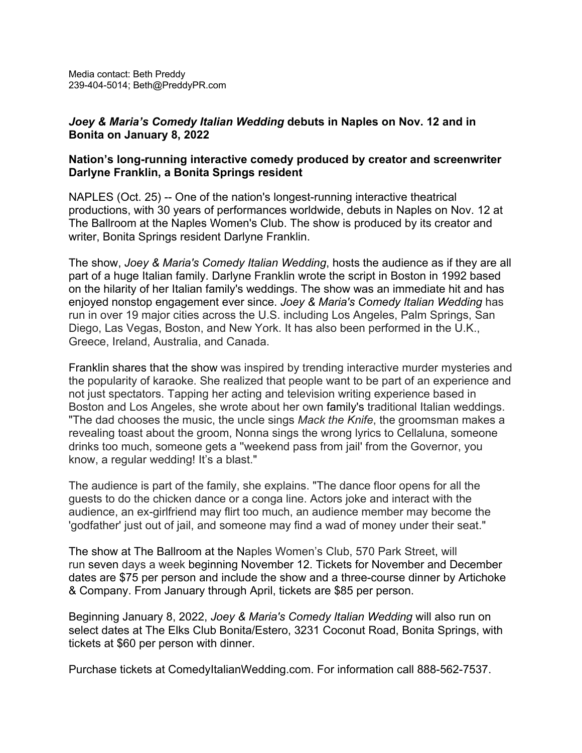Media contact: Beth Preddy
239-404-5014; Beth@PreddyPR.com

## *Joey & Maria's Comedy Italian Wedding* debuts in Naples on Nov. 12 and in Bonita on January 8, 2022

### Nation's long-running interactive comedy produced by creator and screenwriter Darlyne Franklin, a Bonita Springs resident

NAPLES (Oct. 25) -- One of the nation's longest-running interactive theatrical productions, with 30 years of performances worldwide, debuts in Naples on Nov. 12 at The Ballroom at the Naples Women's Club. The show is produced by its creator and writer, Bonita Springs resident Darlyne Franklin.

The show, *Joey & Maria's Comedy Italian Wedding*, hosts the audience as if they are all part of a huge Italian family. Darlyne Franklin wrote the script in Boston in 1992 based on the hilarity of her Italian family's weddings. The show was an immediate hit and has enjoyed nonstop engagement ever since. *Joey & Maria's Comedy Italian Wedding* has run in over 19 major cities across the U.S. including Los Angeles, Palm Springs, San Diego, Las Vegas, Boston, and New York. It has also been performed in the U.K., Greece, Ireland, Australia, and Canada.

Franklin shares that the show was inspired by trending interactive murder mysteries and the popularity of karaoke. She realized that people want to be part of an experience and not just spectators. Tapping her acting and television writing experience based in Boston and Los Angeles, she wrote about her own family's traditional Italian weddings. "The dad chooses the music, the uncle sings *Mack the Knife*, the groomsman makes a revealing toast about the groom, Nonna sings the wrong lyrics to Cellaluna, someone drinks too much, someone gets a "weekend pass from jail' from the Governor, you know, a regular wedding! It's a blast."

The audience is part of the family, she explains. "The dance floor opens for all the guests to do the chicken dance or a conga line. Actors joke and interact with the audience, an ex-girlfriend may flirt too much, an audience member may become the 'godfather' just out of jail, and someone may find a wad of money under their seat."

The show at The Ballroom at the Naples Women's Club, 570 Park Street, will run seven days a week beginning November 12. Tickets for November and December dates are $75 per person and include the show and a three-course dinner by Artichoke & Company. From January through April, tickets are $85 per person.

Beginning January 8, 2022, *Joey & Maria's Comedy Italian Wedding* will also run on select dates at The Elks Club Bonita/Estero, 3231 Coconut Road, Bonita Springs, with tickets at $60 per person with dinner.

Purchase tickets at ComedyItalianWedding.com. For information call 888-562-7537.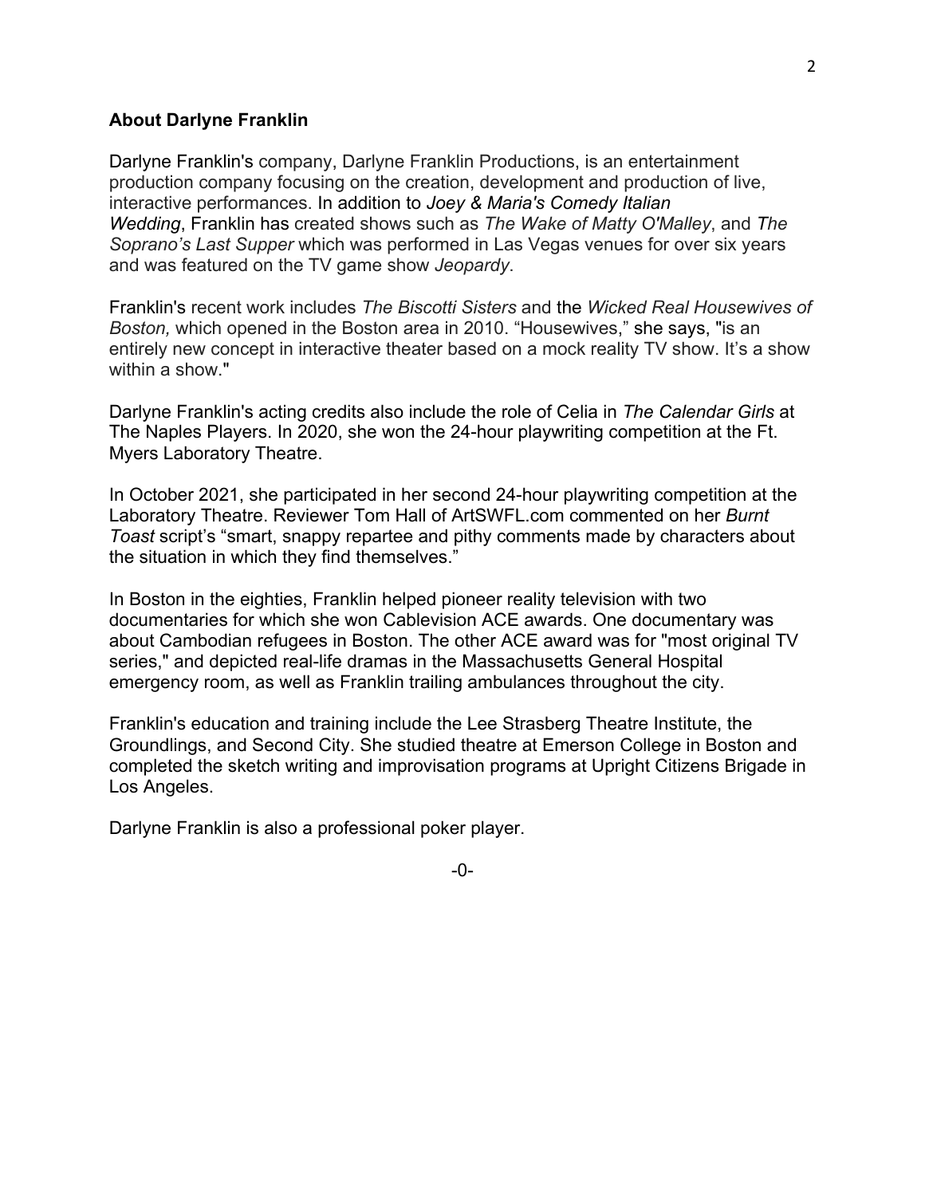**About Darlyne Franklin**

Darlyne Franklin's company, Darlyne Franklin Productions, is an entertainment production company focusing on the creation, development and production of live, interactive performances. In addition to *Joey & Maria's Comedy Italian Wedding*, Franklin has created shows such as *The Wake of Matty O'Malley*, and *The Soprano's Last Supper* which was performed in Las Vegas venues for over six years and was featured on the TV game show *Jeopardy*.

Franklin's recent work includes *The Biscotti Sisters* and the *Wicked Real Housewives of Boston,* which opened in the Boston area in 2010. "Housewives," she says, "is an entirely new concept in interactive theater based on a mock reality TV show. It's a show within a show."

Darlyne Franklin's acting credits also include the role of Celia in *The Calendar Girls* at The Naples Players. In 2020, she won the 24-hour playwriting competition at the Ft. Myers Laboratory Theatre.

In October 2021, she participated in her second 24-hour playwriting competition at the Laboratory Theatre. Reviewer Tom Hall of ArtSWFL.com commented on her *Burnt Toast* script's "smart, snappy repartee and pithy comments made by characters about the situation in which they find themselves."

In Boston in the eighties, Franklin helped pioneer reality television with two documentaries for which she won Cablevision ACE awards. One documentary was about Cambodian refugees in Boston. The other ACE award was for "most original TV series," and depicted real-life dramas in the Massachusetts General Hospital emergency room, as well as Franklin trailing ambulances throughout the city.

Franklin's education and training include the Lee Strasberg Theatre Institute, the Groundlings, and Second City. She studied theatre at Emerson College in Boston and completed the sketch writing and improvisation programs at Upright Citizens Brigade in Los Angeles.

Darlyne Franklin is also a professional poker player.

-0-